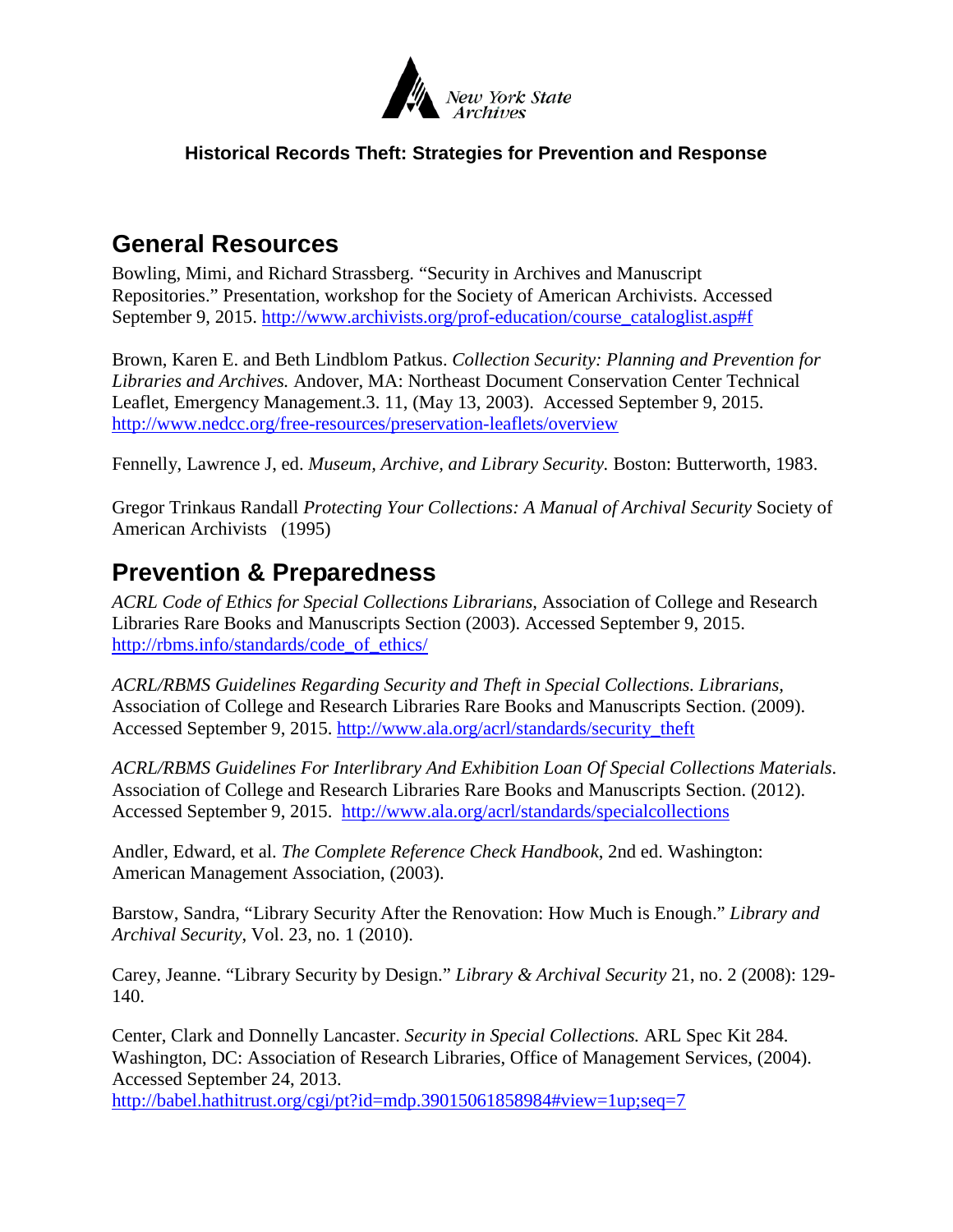New York State Archives

**Historical Records Theft: Strategies for Prevention and Response**

## General Resources

Bowling, Mimi, and Richard Strassberg. "Security in Archives and Manuscript Repositories." Presentation, workshop for the Society of American Archivists. Accessed September 9, 2015. http://www.archivists.org/prof-education/course_cataloglist.asp#f

Brown, Karen E. and Beth Lindblom Patkus. *Collection Security: Planning and Prevention for Libraries and Archives.* Andover, MA: Northeast Document Conservation Center Technical Leaflet, Emergency Management.3. 11, (May 13, 2003). Accessed September 9, 2015. http://www.nedcc.org/free-resources/preservation-leaflets/overview

Fennelly, Lawrence J, ed. *Museum, Archive, and Library Security.* Boston: Butterworth, 1983.

Gregor Trinkaus Randall *Protecting Your Collections: A Manual of Archival Security* Society of American Archivists (1995)

## Prevention & Preparedness

*ACRL Code of Ethics for Special Collections Librarians*, Association of College and Research Libraries Rare Books and Manuscripts Section (2003). Accessed September 9, 2015. http://rbms.info/standards/code_of_ethics/

*ACRL/RBMS Guidelines Regarding Security and Theft in Special Collections. Librarians*, Association of College and Research Libraries Rare Books and Manuscripts Section. (2009). Accessed September 9, 2015. http://www.ala.org/acrl/standards/security_theft

*ACRL/RBMS Guidelines For Interlibrary And Exhibition Loan Of Special Collections Materials*. Association of College and Research Libraries Rare Books and Manuscripts Section. (2012). Accessed September 9, 2015. http://www.ala.org/acrl/standards/specialcollections

Andler, Edward, et al. *The Complete Reference Check Handbook*, 2nd ed. Washington: American Management Association, (2003).

Barstow, Sandra, "Library Security After the Renovation: How Much is Enough." *Library and Archival Security*, Vol. 23, no. 1 (2010).

Carey, Jeanne. "Library Security by Design." *Library & Archival Security* 21, no. 2 (2008): 129-140.

Center, Clark and Donnelly Lancaster. *Security in Special Collections.* ARL Spec Kit 284. Washington, DC: Association of Research Libraries, Office of Management Services, (2004). Accessed September 24, 2013. http://babel.hathitrust.org/cgi/pt?id=mdp.39015061858984#view=1up;seq=7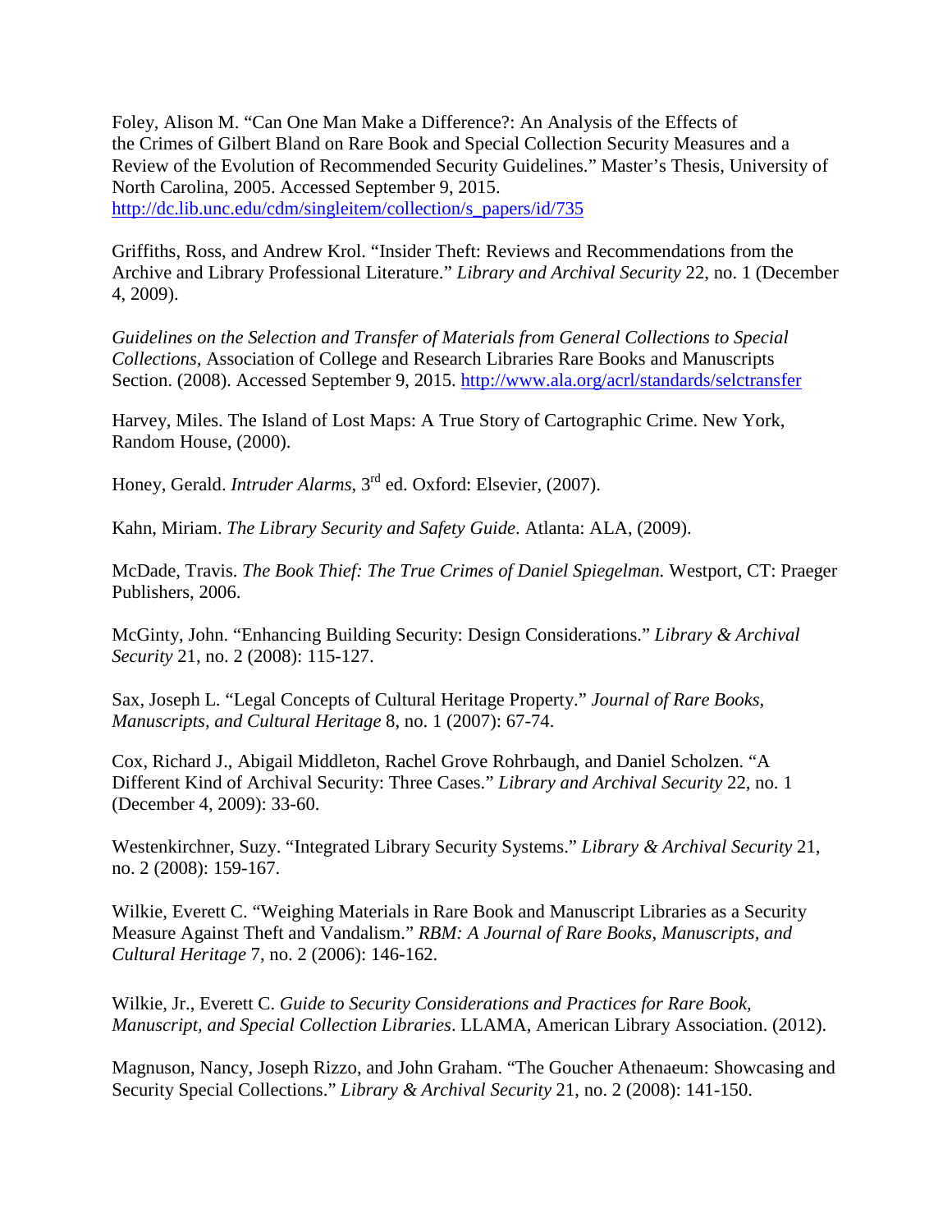Foley, Alison M. "Can One Man Make a Difference?: An Analysis of the Effects of the Crimes of Gilbert Bland on Rare Book and Special Collection Security Measures and a Review of the Evolution of Recommended Security Guidelines." Master's Thesis, University of North Carolina, 2005. Accessed September 9, 2015. http://dc.lib.unc.edu/cdm/singleitem/collection/s_papers/id/735

Griffiths, Ross, and Andrew Krol. "Insider Theft: Reviews and Recommendations from the Archive and Library Professional Literature." *Library and Archival Security* 22, no. 1 (December 4, 2009).

*Guidelines on the Selection and Transfer of Materials from General Collections to Special Collections*, Association of College and Research Libraries Rare Books and Manuscripts Section. (2008). Accessed September 9, 2015. http://www.ala.org/acrl/standards/selctransfer

Harvey, Miles. The Island of Lost Maps: A True Story of Cartographic Crime. New York, Random House, (2000).

Honey, Gerald. *Intruder Alarms*, 3rd ed. Oxford: Elsevier, (2007).

Kahn, Miriam. *The Library Security and Safety Guide*. Atlanta: ALA, (2009).

McDade, Travis. *The Book Thief: The True Crimes of Daniel Spiegelman.* Westport, CT: Praeger Publishers, 2006.

McGinty, John. "Enhancing Building Security: Design Considerations." *Library & Archival Security* 21, no. 2 (2008): 115-127.

Sax, Joseph L. "Legal Concepts of Cultural Heritage Property." *Journal of Rare Books, Manuscripts, and Cultural Heritage* 8, no. 1 (2007): 67-74.

Cox, Richard J., Abigail Middleton, Rachel Grove Rohrbaugh, and Daniel Scholzen. "A Different Kind of Archival Security: Three Cases." *Library and Archival Security* 22, no. 1 (December 4, 2009): 33-60.

Westenkirchner, Suzy. "Integrated Library Security Systems." *Library & Archival Security* 21, no. 2 (2008): 159-167.

Wilkie, Everett C. "Weighing Materials in Rare Book and Manuscript Libraries as a Security Measure Against Theft and Vandalism." *RBM: A Journal of Rare Books, Manuscripts, and Cultural Heritage* 7, no. 2 (2006): 146-162.

Wilkie, Jr., Everett C. *Guide to Security Considerations and Practices for Rare Book, Manuscript, and Special Collection Libraries*. LLAMA, American Library Association. (2012).

Magnuson, Nancy, Joseph Rizzo, and John Graham. "The Goucher Athenaeum: Showcasing and Security Special Collections." *Library & Archival Security* 21, no. 2 (2008): 141-150.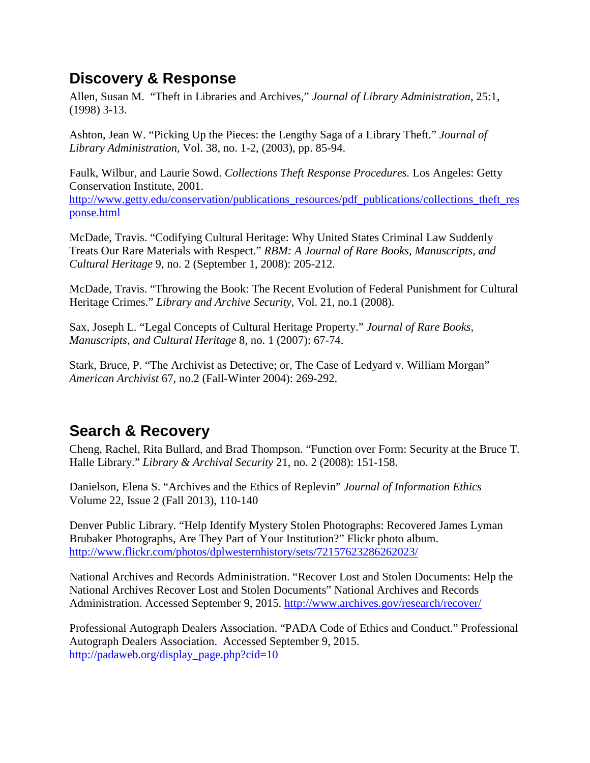## Discovery & Response

Allen, Susan M. "Theft in Libraries and Archives," *Journal of Library Administration*, 25:1, (1998) 3-13.

Ashton, Jean W. "Picking Up the Pieces: the Lengthy Saga of a Library Theft." *Journal of Library Administration*, Vol. 38, no. 1-2, (2003), pp. 85-94.

Faulk, Wilbur, and Laurie Sowd. *Collections Theft Response Procedures.* Los Angeles: Getty Conservation Institute, 2001. [http://www.getty.edu/conservation/publications_resources/pdf_publications/collections_theft_response.html](http://www.getty.edu/conservation/publications_resources/pdf_publications/collections_theft_response.html)

McDade, Travis. "Codifying Cultural Heritage: Why United States Criminal Law Suddenly Treats Our Rare Materials with Respect." *RBM: A Journal of Rare Books, Manuscripts, and Cultural Heritage* 9, no. 2 (September 1, 2008): 205-212.

McDade, Travis. "Throwing the Book: The Recent Evolution of Federal Punishment for Cultural Heritage Crimes." *Library and Archive Security*, Vol. 21, no.1 (2008).

Sax, Joseph L. "Legal Concepts of Cultural Heritage Property." *Journal of Rare Books, Manuscripts, and Cultural Heritage* 8, no. 1 (2007): 67-74.

Stark, Bruce, P. "The Archivist as Detective; or, The Case of Ledyard v. William Morgan" *American Archivist* 67, no.2 (Fall-Winter 2004): 269-292.

## Search & Recovery

Cheng, Rachel, Rita Bullard, and Brad Thompson. "Function over Form: Security at the Bruce T. Halle Library." *Library & Archival Security* 21, no. 2 (2008): 151-158.

Danielson, Elena S. "Archives and the Ethics of Replevin" *Journal of Information Ethics* Volume 22, Issue 2 (Fall 2013), 110-140

Denver Public Library. "Help Identify Mystery Stolen Photographs: Recovered James Lyman Brubaker Photographs, Are They Part of Your Institution?" Flickr photo album. [http://www.flickr.com/photos/dplwesternhistory/sets/72157623286262023/](http://www.flickr.com/photos/dplwesternhistory/sets/72157623286262023/)

National Archives and Records Administration. "Recover Lost and Stolen Documents: Help the National Archives Recover Lost and Stolen Documents" National Archives and Records Administration. Accessed September 9, 2015. [http://www.archives.gov/research/recover/](http://www.archives.gov/research/recover/)

Professional Autograph Dealers Association. "PADA Code of Ethics and Conduct." Professional Autograph Dealers Association. Accessed September 9, 2015. [http://padaweb.org/display_page.php?cid=10](http://padaweb.org/display_page.php?cid=10)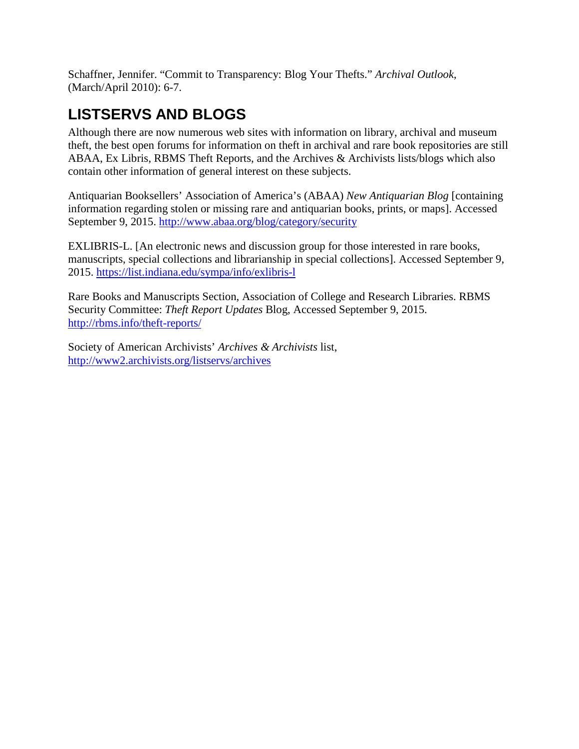Schaffner, Jennifer. "Commit to Transparency: Blog Your Thefts." *Archival Outlook*, (March/April 2010): 6-7.

## LISTSERVS AND BLOGS

Although there are now numerous web sites with information on library, archival and museum theft, the best open forums for information on theft in archival and rare book repositories are still ABAA, Ex Libris, RBMS Theft Reports, and the Archives & Archivists lists/blogs which also contain other information of general interest on these subjects.

Antiquarian Booksellers' Association of America's (ABAA) *New Antiquarian Blog* [containing information regarding stolen or missing rare and antiquarian books, prints, or maps]. Accessed September 9, 2015. http://www.abaa.org/blog/category/security

EXLIBRIS-L. [An electronic news and discussion group for those interested in rare books, manuscripts, special collections and librarianship in special collections]. Accessed September 9, 2015. https://list.indiana.edu/sympa/info/exlibris-l

Rare Books and Manuscripts Section, Association of College and Research Libraries. RBMS Security Committee: *Theft Report Updates* Blog, Accessed September 9, 2015. http://rbms.info/theft-reports/

Society of American Archivists' *Archives & Archivists* list, http://www2.archivists.org/listservs/archives